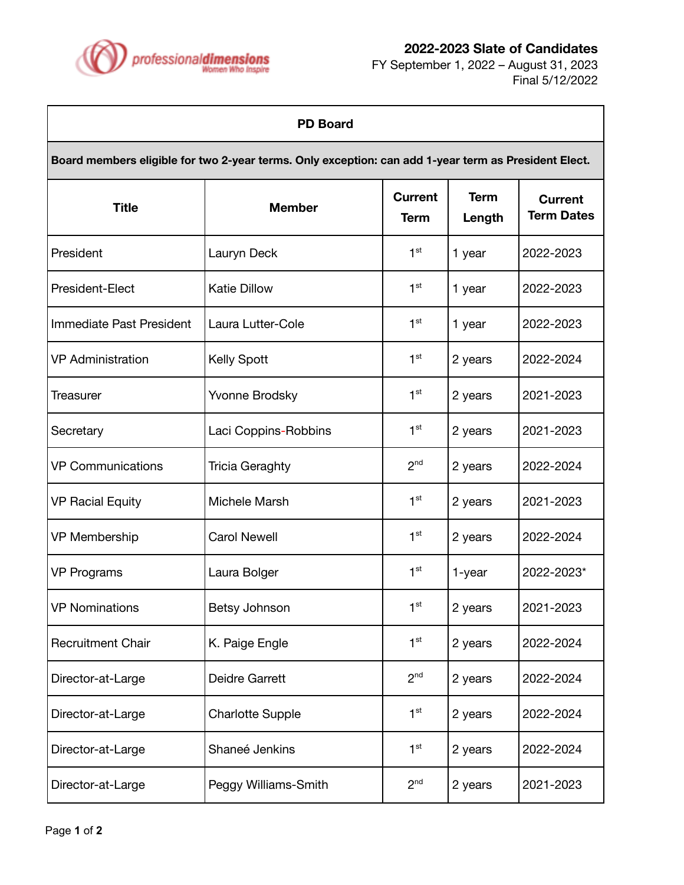professionaldimensions
Women Who Inspire

**2022-2023 Slate of Candidates**
FY September 1, 2022 – August 31, 2023
Final 5/12/2022

| PD Board | | | | |
|---|---|---|---|---|
| **Board members eligible for two 2-year terms. Only exception: can add 1-year term as President Elect.** | | | | |
| **Title** | **Member** | **Current Term** | **Term Length** | **Current Term Dates** |
| President | Lauryn Deck | 1st | 1 year | 2022-2023 |
| President-Elect | Katie Dillow | 1st | 1 year | 2022-2023 |
| Immediate Past President | Laura Lutter-Cole | 1st | 1 year | 2022-2023 |
| VP Administration | Kelly Spott | 1st | 2 years | 2022-2024 |
| Treasurer | Yvonne Brodsky | 1st | 2 years | 2021-2023 |
| Secretary | Laci Coppins-Robbins | 1st | 2 years | 2021-2023 |
| VP Communications | Tricia Geraghty | 2nd | 2 years | 2022-2024 |
| VP Racial Equity | Michele Marsh | 1st | 2 years | 2021-2023 |
| VP Membership | Carol Newell | 1st | 2 years | 2022-2024 |
| VP Programs | Laura Bolger | 1st | 1-year | 2022-2023* |
| VP Nominations | Betsy Johnson | 1st | 2 years | 2021-2023 |
| Recruitment Chair | K. Paige Engle | 1st | 2 years | 2022-2024 |
| Director-at-Large | Deidre Garrett | 2nd | 2 years | 2022-2024 |
| Director-at-Large | Charlotte Supple | 1st | 2 years | 2022-2024 |
| Director-at-Large | Shaneé Jenkins | 1st | 2 years | 2022-2024 |
| Director-at-Large | Peggy Williams-Smith | 2nd | 2 years | 2021-2023 |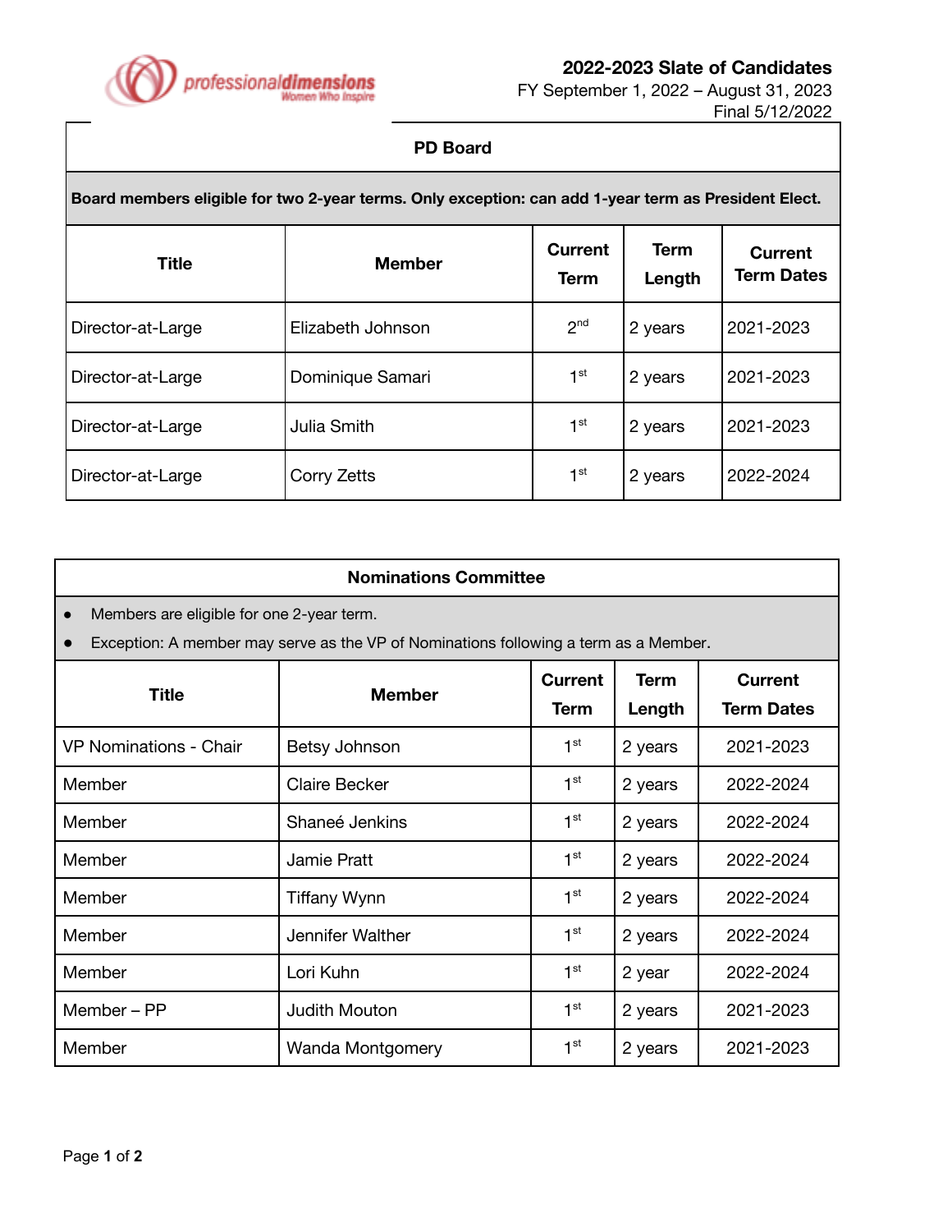professionaldimensions
Women Who Inspire

## 2022-2023 Slate of Candidates

FY September 1, 2022 – August 31, 2023
Final 5/12/2022

| PD Board | | | | |
|---|---|---|---|---|
| **Board members eligible for two 2-year terms. Only exception: can add 1-year term as President Elect.** | | | | |
| **Title** | **Member** | **Current Term** | **Term Length** | **Current Term Dates** |
| Director-at-Large | Elizabeth Johnson | 2nd | 2 years | 2021-2023 |
| Director-at-Large | Dominique Samari | 1st | 2 years | 2021-2023 |
| Director-at-Large | Julia Smith | 1st | 2 years | 2021-2023 |
| Director-at-Large | Corry Zetts | 1st | 2 years | 2022-2024 |

| Nominations Committee | | | | |
|---|---|---|---|---|
| • Members are eligible for one 2-year term.<br>• Exception: A member may serve as the VP of Nominations following a term as a Member. | | | | |
| **Title** | **Member** | **Current Term** | **Term Length** | **Current Term Dates** |
| VP Nominations - Chair | Betsy Johnson | 1st | 2 years | 2021-2023 |
| Member | Claire Becker | 1st | 2 years | 2022-2024 |
| Member | Shaneé Jenkins | 1st | 2 years | 2022-2024 |
| Member | Jamie Pratt | 1st | 2 years | 2022-2024 |
| Member | Tiffany Wynn | 1st | 2 years | 2022-2024 |
| Member | Jennifer Walther | 1st | 2 years | 2022-2024 |
| Member | Lori Kuhn | 1st | 2 year | 2022-2024 |
| Member – PP | Judith Mouton | 1st | 2 years | 2021-2023 |
| Member | Wanda Montgomery | 1st | 2 years | 2021-2023 |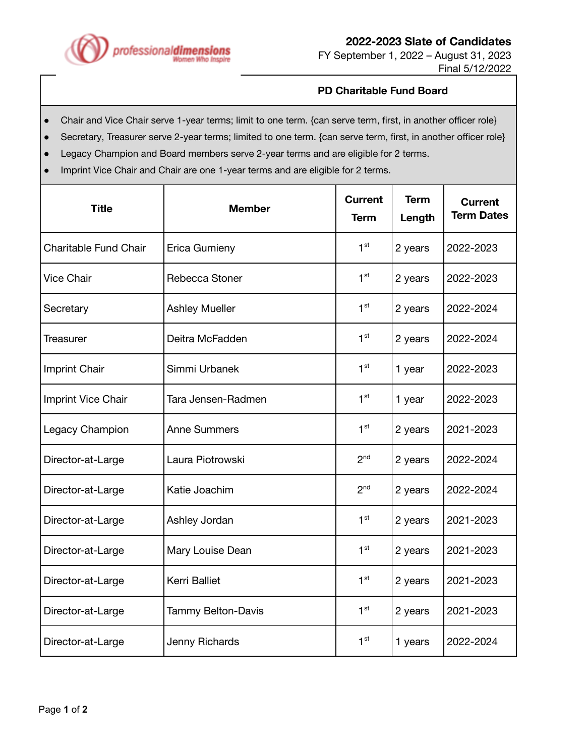professionaldimensions
Women Who Inspire

**2022-2023 Slate of Candidates**
FY September 1, 2022 – August 31, 2023
Final 5/12/2022

## PD Charitable Fund Board

- Chair and Vice Chair serve 1-year terms; limit to one term. {can serve term, first, in another officer role}
- Secretary, Treasurer serve 2-year terms; limited to one term. {can serve term, first, in another officer role}
- Legacy Champion and Board members serve 2-year terms and are eligible for 2 terms.
- Imprint Vice Chair and Chair are one 1-year terms and are eligible for 2 terms.

| Title | Member | Current Term | Term Length | Current Term Dates |
|---|---|---|---|---|
| Charitable Fund Chair | Erica Gumieny | 1st | 2 years | 2022-2023 |
| Vice Chair | Rebecca Stoner | 1st | 2 years | 2022-2023 |
| Secretary | Ashley Mueller | 1st | 2 years | 2022-2024 |
| Treasurer | Deitra McFadden | 1st | 2 years | 2022-2024 |
| Imprint Chair | Simmi Urbanek | 1st | 1 year | 2022-2023 |
| Imprint Vice Chair | Tara Jensen-Radmen | 1st | 1 year | 2022-2023 |
| Legacy Champion | Anne Summers | 1st | 2 years | 2021-2023 |
| Director-at-Large | Laura Piotrowski | 2nd | 2 years | 2022-2024 |
| Director-at-Large | Katie Joachim | 2nd | 2 years | 2022-2024 |
| Director-at-Large | Ashley Jordan | 1st | 2 years | 2021-2023 |
| Director-at-Large | Mary Louise Dean | 1st | 2 years | 2021-2023 |
| Director-at-Large | Kerri Balliet | 1st | 2 years | 2021-2023 |
| Director-at-Large | Tammy Belton-Davis | 1st | 2 years | 2021-2023 |
| Director-at-Large | Jenny Richards | 1st | 1 years | 2022-2024 |